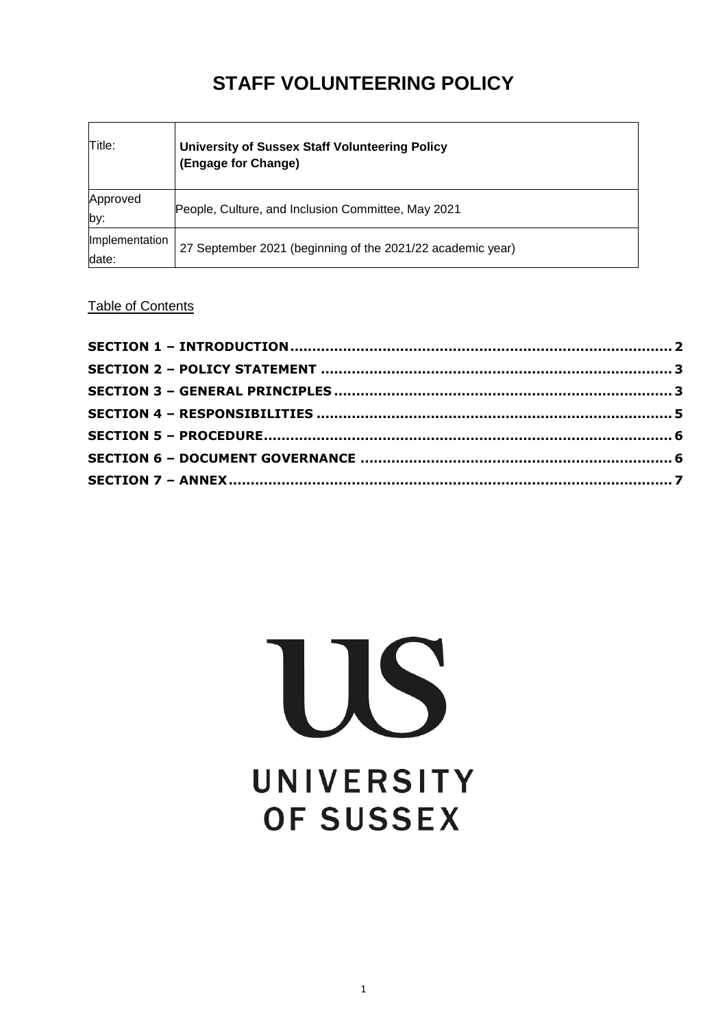# STAFF VOLUNTEERING POLICY

| Title: | **University of Sussex Staff Volunteering Policy (Engage for Change)** |
|---|---|
| Approved by: | People, Culture, and Inclusion Committee, May 2021 |
| Implementation date: | 27 September 2021 (beginning of the 2021/22 academic year) |

Table of Contents

**SECTION 1 – INTRODUCTION ..... 2**
**SECTION 2 – POLICY STATEMENT ..... 3**
**SECTION 3 – GENERAL PRINCIPLES ..... 3**
**SECTION 4 – RESPONSIBILITIES ..... 5**
**SECTION 5 – PROCEDURE ..... 6**
**SECTION 6 – DOCUMENT GOVERNANCE ..... 6**
**SECTION 7 – ANNEX ..... 7**

US

UNIVERSITY OF SUSSEX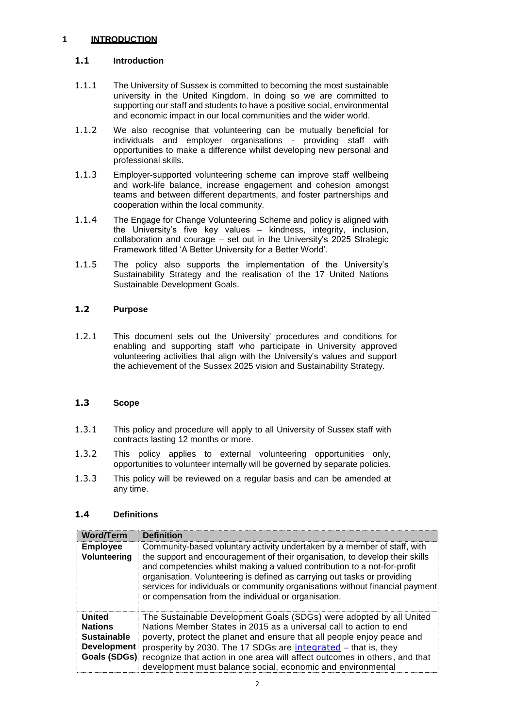# 1 INTRODUCTION

## 1.1 Introduction

1.1.1 The University of Sussex is committed to becoming the most sustainable university in the United Kingdom. In doing so we are committed to supporting our staff and students to have a positive social, environmental and economic impact in our local communities and the wider world.

1.1.2 We also recognise that volunteering can be mutually beneficial for individuals and employer organisations - providing staff with opportunities to make a difference whilst developing new personal and professional skills.

1.1.3 Employer-supported volunteering scheme can improve staff wellbeing and work-life balance, increase engagement and cohesion amongst teams and between different departments, and foster partnerships and cooperation within the local community.

1.1.4 The Engage for Change Volunteering Scheme and policy is aligned with the University's five key values – kindness, integrity, inclusion, collaboration and courage – set out in the University's 2025 Strategic Framework titled 'A Better University for a Better World'.

1.1.5 The policy also supports the implementation of the University's Sustainability Strategy and the realisation of the 17 United Nations Sustainable Development Goals.

## 1.2 Purpose

1.2.1 This document sets out the University' procedures and conditions for enabling and supporting staff who participate in University approved volunteering activities that align with the University's values and support the achievement of the Sussex 2025 vision and Sustainability Strategy.

## 1.3 Scope

1.3.1 This policy and procedure will apply to all University of Sussex staff with contracts lasting 12 months or more.

1.3.2 This policy applies to external volunteering opportunities only, opportunities to volunteer internally will be governed by separate policies.

1.3.3 This policy will be reviewed on a regular basis and can be amended at any time.

## 1.4 Definitions

| Word/Term | Definition |
|---|---|
| **Employee Volunteering** | Community-based voluntary activity undertaken by a member of staff, with the support and encouragement of their organisation, to develop their skills and competencies whilst making a valued contribution to a not-for-profit organisation. Volunteering is defined as carrying out tasks or providing services for individuals or community organisations without financial payment or compensation from the individual or organisation. |
| **United Nations Sustainable Development Goals (SDGs)** | The Sustainable Development Goals (SDGs) were adopted by all United Nations Member States in 2015 as a universal call to action to end poverty, protect the planet and ensure that all people enjoy peace and prosperity by 2030. The 17 SDGs are integrated – that is, they recognize that action in one area will affect outcomes in others, and that development must balance social, economic and environmental |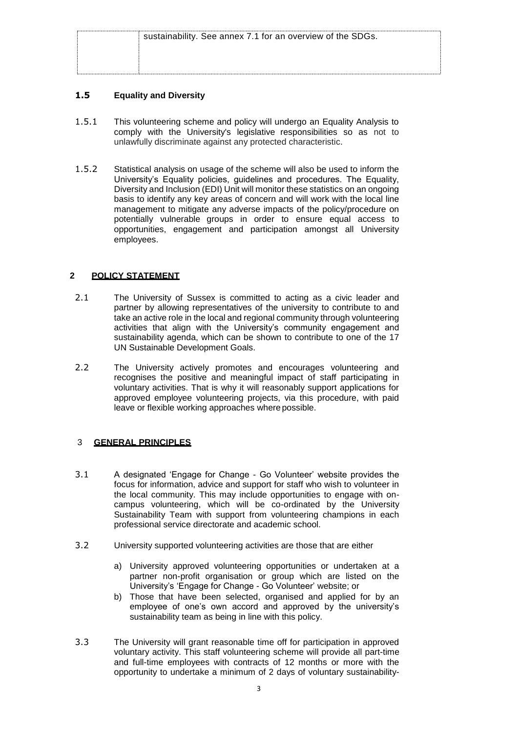| | sustainability. See annex 7.1 for an overview of the SDGs. |
|---|---|

### 1.5 Equality and Diversity

1.5.1 This volunteering scheme and policy will undergo an Equality Analysis to comply with the University's legislative responsibilities so as not to unlawfully discriminate against any protected characteristic.

1.5.2 Statistical analysis on usage of the scheme will also be used to inform the University's Equality policies, guidelines and procedures. The Equality, Diversity and Inclusion (EDI) Unit will monitor these statistics on an ongoing basis to identify any key areas of concern and will work with the local line management to mitigate any adverse impacts of the policy/procedure on potentially vulnerable groups in order to ensure equal access to opportunities, engagement and participation amongst all University employees.

## 2 POLICY STATEMENT

2.1 The University of Sussex is committed to acting as a civic leader and partner by allowing representatives of the university to contribute to and take an active role in the local and regional community through volunteering activities that align with the University's community engagement and sustainability agenda, which can be shown to contribute to one of the 17 UN Sustainable Development Goals.

2.2 The University actively promotes and encourages volunteering and recognises the positive and meaningful impact of staff participating in voluntary activities. That is why it will reasonably support applications for approved employee volunteering projects, via this procedure, with paid leave or flexible working approaches where possible.

## 3 GENERAL PRINCIPLES

3.1 A designated 'Engage for Change - Go Volunteer' website provides the focus for information, advice and support for staff who wish to volunteer in the local community. This may include opportunities to engage with on-campus volunteering, which will be co-ordinated by the University Sustainability Team with support from volunteering champions in each professional service directorate and academic school.

3.2 University supported volunteering activities are those that are either

a) University approved volunteering opportunities or undertaken at a partner non-profit organisation or group which are listed on the University's 'Engage for Change - Go Volunteer' website; or
b) Those that have been selected, organised and applied for by an employee of one's own accord and approved by the university's sustainability team as being in line with this policy.

3.3 The University will grant reasonable time off for participation in approved voluntary activity. This staff volunteering scheme will provide all part-time and full-time employees with contracts of 12 months or more with the opportunity to undertake a minimum of 2 days of voluntary sustainability-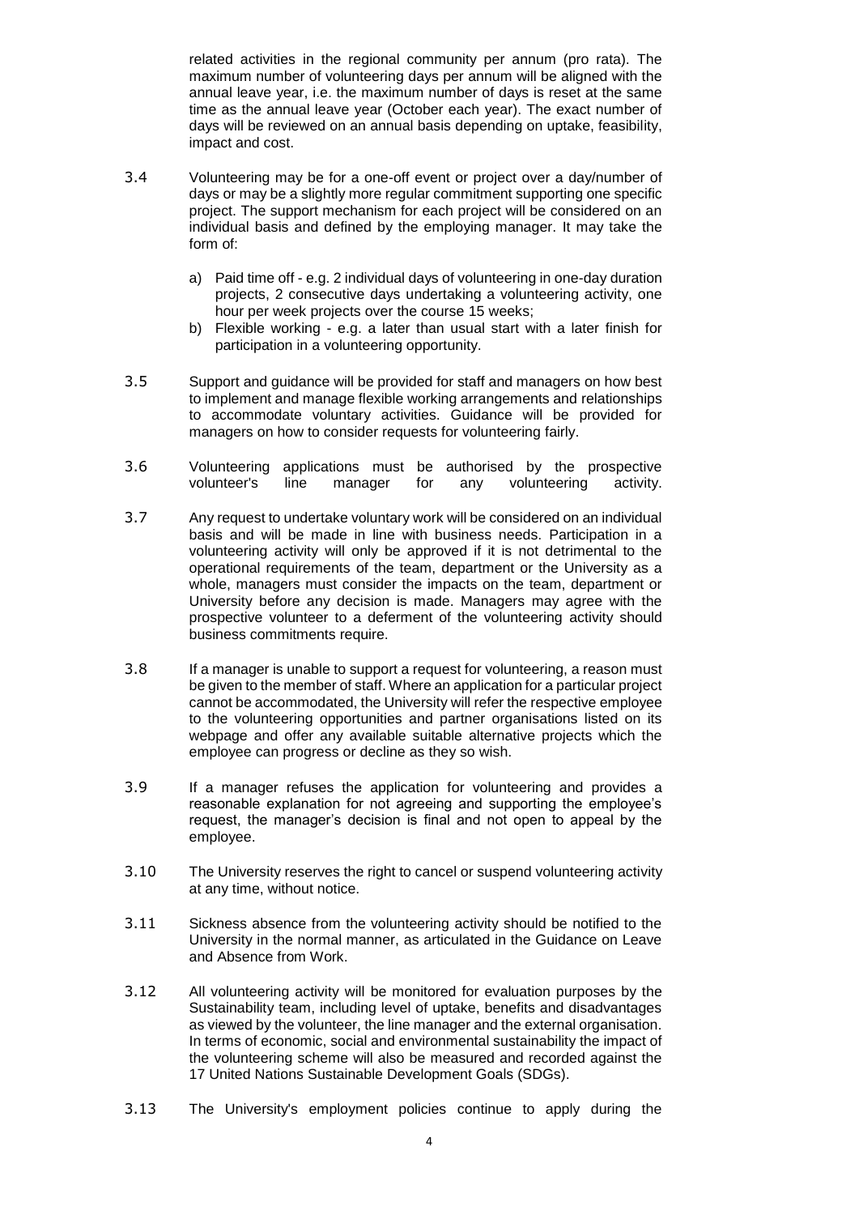related activities in the regional community per annum (pro rata). The maximum number of volunteering days per annum will be aligned with the annual leave year, i.e. the maximum number of days is reset at the same time as the annual leave year (October each year). The exact number of days will be reviewed on an annual basis depending on uptake, feasibility, impact and cost.

3.4 Volunteering may be for a one-off event or project over a day/number of days or may be a slightly more regular commitment supporting one specific project. The support mechanism for each project will be considered on an individual basis and defined by the employing manager. It may take the form of:

a) Paid time off - e.g. 2 individual days of volunteering in one-day duration projects, 2 consecutive days undertaking a volunteering activity, one hour per week projects over the course 15 weeks;
b) Flexible working - e.g. a later than usual start with a later finish for participation in a volunteering opportunity.

3.5 Support and guidance will be provided for staff and managers on how best to implement and manage flexible working arrangements and relationships to accommodate voluntary activities. Guidance will be provided for managers on how to consider requests for volunteering fairly.

3.6 Volunteering applications must be authorised by the prospective volunteer's line manager for any volunteering activity.

3.7 Any request to undertake voluntary work will be considered on an individual basis and will be made in line with business needs. Participation in a volunteering activity will only be approved if it is not detrimental to the operational requirements of the team, department or the University as a whole, managers must consider the impacts on the team, department or University before any decision is made. Managers may agree with the prospective volunteer to a deferment of the volunteering activity should business commitments require.

3.8 If a manager is unable to support a request for volunteering, a reason must be given to the member of staff. Where an application for a particular project cannot be accommodated, the University will refer the respective employee to the volunteering opportunities and partner organisations listed on its webpage and offer any available suitable alternative projects which the employee can progress or decline as they so wish.

3.9 If a manager refuses the application for volunteering and provides a reasonable explanation for not agreeing and supporting the employee's request, the manager's decision is final and not open to appeal by the employee.

3.10 The University reserves the right to cancel or suspend volunteering activity at any time, without notice.

3.11 Sickness absence from the volunteering activity should be notified to the University in the normal manner, as articulated in the Guidance on Leave and Absence from Work.

3.12 All volunteering activity will be monitored for evaluation purposes by the Sustainability team, including level of uptake, benefits and disadvantages as viewed by the volunteer, the line manager and the external organisation. In terms of economic, social and environmental sustainability the impact of the volunteering scheme will also be measured and recorded against the 17 United Nations Sustainable Development Goals (SDGs).

3.13 The University's employment policies continue to apply during the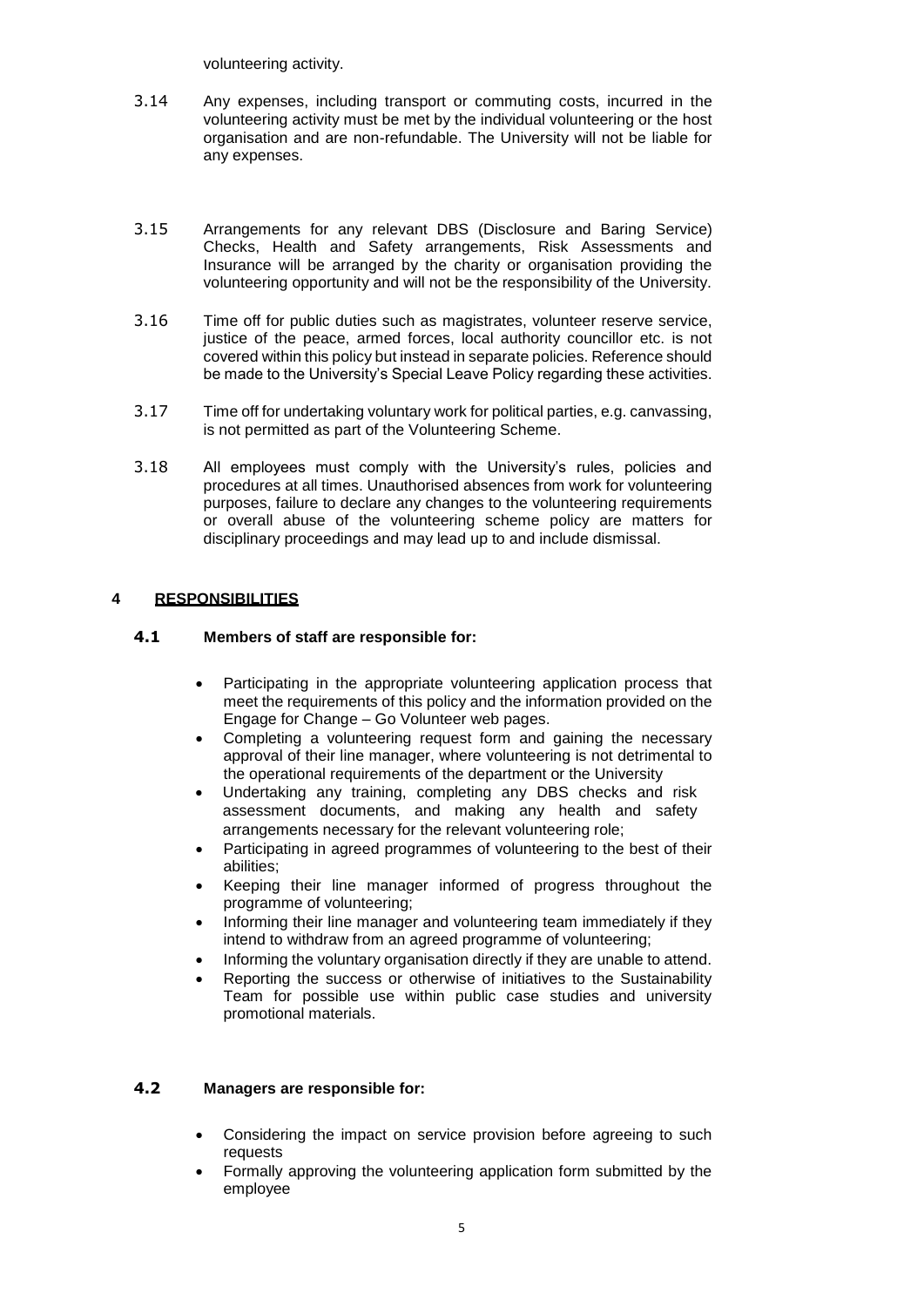volunteering activity.

3.14 Any expenses, including transport or commuting costs, incurred in the volunteering activity must be met by the individual volunteering or the host organisation and are non-refundable. The University will not be liable for any expenses.

3.15 Arrangements for any relevant DBS (Disclosure and Baring Service) Checks, Health and Safety arrangements, Risk Assessments and Insurance will be arranged by the charity or organisation providing the volunteering opportunity and will not be the responsibility of the University.

3.16 Time off for public duties such as magistrates, volunteer reserve service, justice of the peace, armed forces, local authority councillor etc. is not covered within this policy but instead in separate policies. Reference should be made to the University's Special Leave Policy regarding these activities.

3.17 Time off for undertaking voluntary work for political parties, e.g. canvassing, is not permitted as part of the Volunteering Scheme.

3.18 All employees must comply with the University's rules, policies and procedures at all times. Unauthorised absences from work for volunteering purposes, failure to declare any changes to the volunteering requirements or overall abuse of the volunteering scheme policy are matters for disciplinary proceedings and may lead up to and include dismissal.

## 4 RESPONSIBILITIES

### 4.1 Members of staff are responsible for:

- Participating in the appropriate volunteering application process that meet the requirements of this policy and the information provided on the Engage for Change – Go Volunteer web pages.
- Completing a volunteering request form and gaining the necessary approval of their line manager, where volunteering is not detrimental to the operational requirements of the department or the University
- Undertaking any training, completing any DBS checks and risk assessment documents, and making any health and safety arrangements necessary for the relevant volunteering role;
- Participating in agreed programmes of volunteering to the best of their abilities;
- Keeping their line manager informed of progress throughout the programme of volunteering;
- Informing their line manager and volunteering team immediately if they intend to withdraw from an agreed programme of volunteering;
- Informing the voluntary organisation directly if they are unable to attend.
- Reporting the success or otherwise of initiatives to the Sustainability Team for possible use within public case studies and university promotional materials.

### 4.2 Managers are responsible for:

- Considering the impact on service provision before agreeing to such requests
- Formally approving the volunteering application form submitted by the employee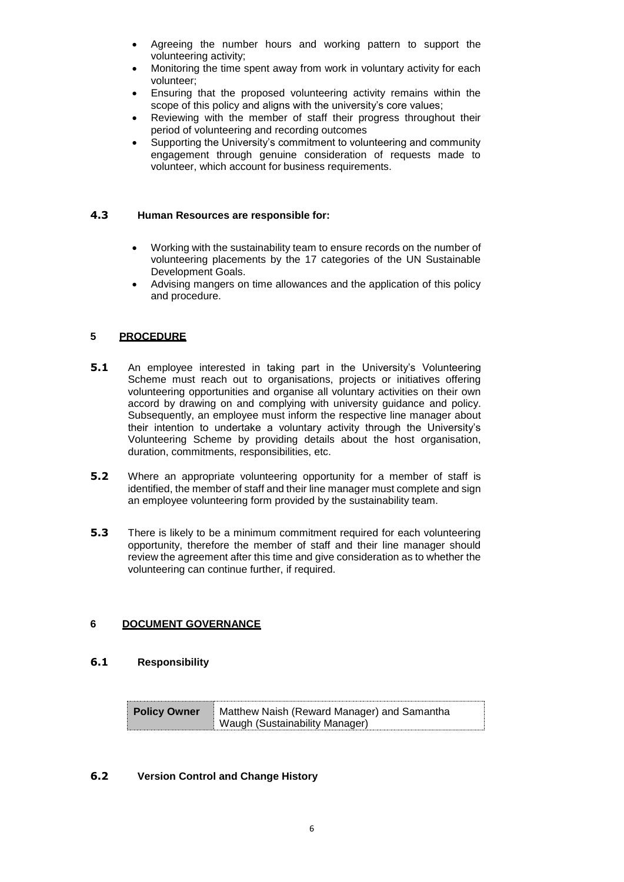- Agreeing the number hours and working pattern to support the volunteering activity;
- Monitoring the time spent away from work in voluntary activity for each volunteer;
- Ensuring that the proposed volunteering activity remains within the scope of this policy and aligns with the university's core values;
- Reviewing with the member of staff their progress throughout their period of volunteering and recording outcomes
- Supporting the University's commitment to volunteering and community engagement through genuine consideration of requests made to volunteer, which account for business requirements.

### 4.3 Human Resources are responsible for:

- Working with the sustainability team to ensure records on the number of volunteering placements by the 17 categories of the UN Sustainable Development Goals.
- Advising mangers on time allowances and the application of this policy and procedure.

## 5 PROCEDURE

**5.1** An employee interested in taking part in the University's Volunteering Scheme must reach out to organisations, projects or initiatives offering volunteering opportunities and organise all voluntary activities on their own accord by drawing on and complying with university guidance and policy. Subsequently, an employee must inform the respective line manager about their intention to undertake a voluntary activity through the University's Volunteering Scheme by providing details about the host organisation, duration, commitments, responsibilities, etc.

**5.2** Where an appropriate volunteering opportunity for a member of staff is identified, the member of staff and their line manager must complete and sign an employee volunteering form provided by the sustainability team.

**5.3** There is likely to be a minimum commitment required for each volunteering opportunity, therefore the member of staff and their line manager should review the agreement after this time and give consideration as to whether the volunteering can continue further, if required.

## 6 DOCUMENT GOVERNANCE

### 6.1 Responsibility

| **Policy Owner** | Matthew Naish (Reward Manager) and Samantha Waugh (Sustainability Manager) |
|---|---|

### 6.2 Version Control and Change History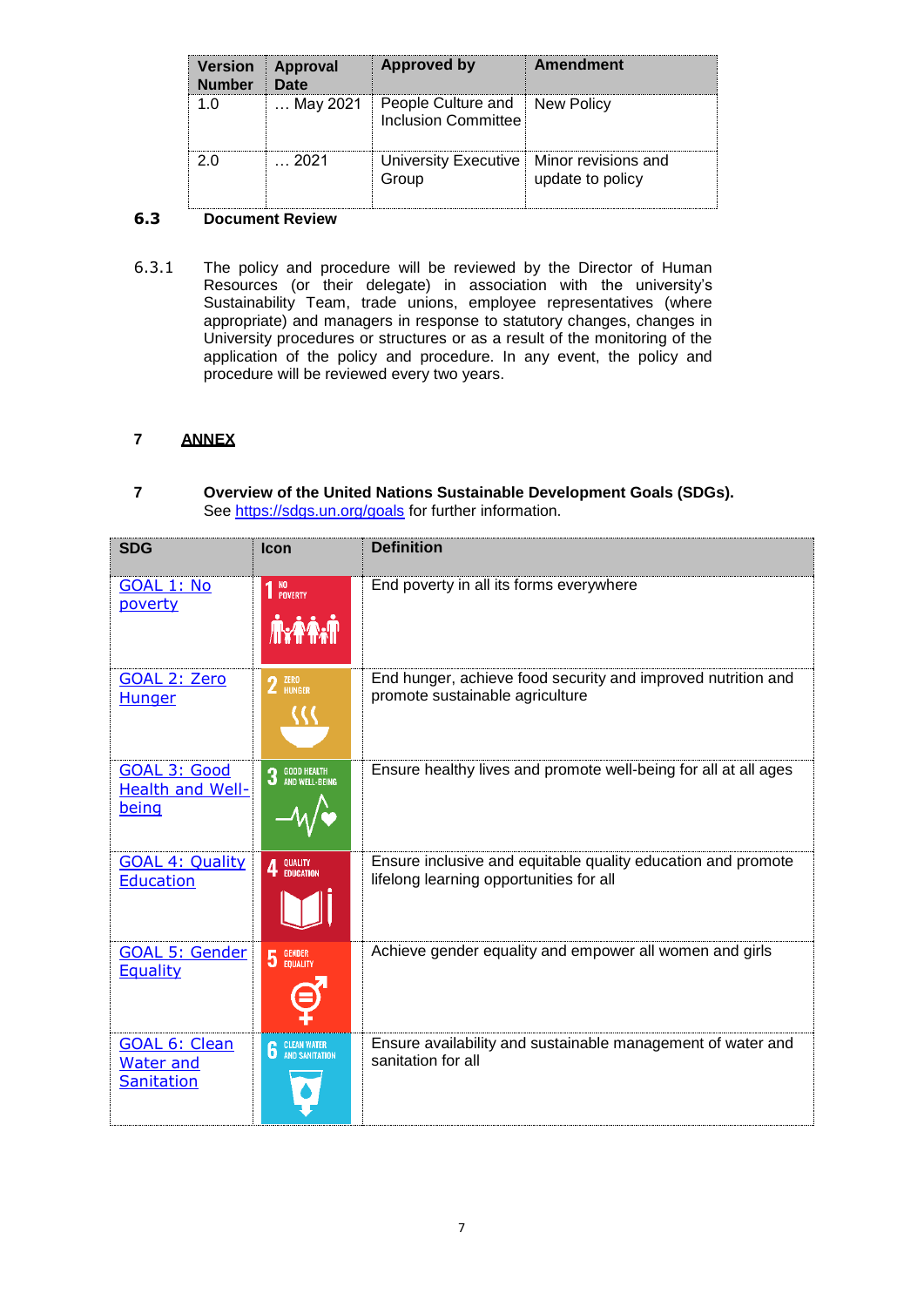| Version Number | Approval Date | Approved by | Amendment |
|---|---|---|---|
| 1.0 | … May 2021 | People Culture and Inclusion Committee | New Policy |
| 2.0 | … 2021 | University Executive Group | Minor revisions and update to policy |

**6.3 Document Review**

6.3.1 The policy and procedure will be reviewed by the Director of Human Resources (or their delegate) in association with the university's Sustainability Team, trade unions, employee representatives (where appropriate) and managers in response to statutory changes, changes in University procedures or structures or as a result of the monitoring of the application of the policy and procedure. In any event, the policy and procedure will be reviewed every two years.

## 7 ANNEX

**7 Overview of the United Nations Sustainable Development Goals (SDGs).**
See [https://sdgs.un.org/goals](https://sdgs.un.org/goals) for further information.

| SDG | Icon | Definition |
|---|---|---|
| GOAL 1: No poverty | 1 NO POVERTY | End poverty in all its forms everywhere |
| GOAL 2: Zero Hunger | 2 ZERO HUNGER | End hunger, achieve food security and improved nutrition and promote sustainable agriculture |
| GOAL 3: Good Health and Well-being | 3 GOOD HEALTH AND WELL-BEING | Ensure healthy lives and promote well-being for all at all ages |
| GOAL 4: Quality Education | 4 QUALITY EDUCATION | Ensure inclusive and equitable quality education and promote lifelong learning opportunities for all |
| GOAL 5: Gender Equality | 5 GENDER EQUALITY | Achieve gender equality and empower all women and girls |
| GOAL 6: Clean Water and Sanitation | 6 CLEAN WATER AND SANITATION | Ensure availability and sustainable management of water and sanitation for all |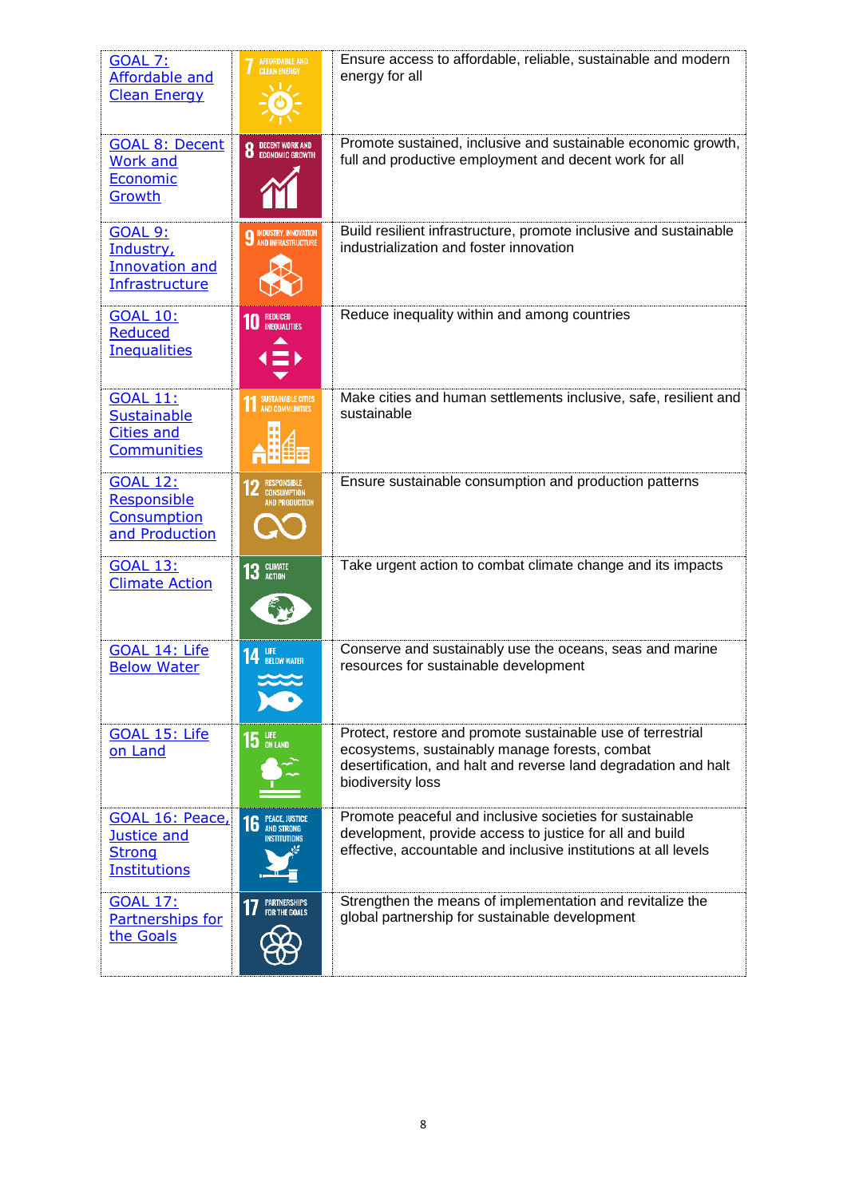| | | |
|---|---|---|
| GOAL 7: Affordable and Clean Energy | 7 AFFORDABLE AND CLEAN ENERGY | Ensure access to affordable, reliable, sustainable and modern energy for all |
| GOAL 8: Decent Work and Economic Growth | 8 DECENT WORK AND ECONOMIC GROWTH | Promote sustained, inclusive and sustainable economic growth, full and productive employment and decent work for all |
| GOAL 9: Industry, Innovation and Infrastructure | 9 INDUSTRY, INNOVATION AND INFRASTRUCTURE | Build resilient infrastructure, promote inclusive and sustainable industrialization and foster innovation |
| GOAL 10: Reduced Inequalities | 10 REDUCED INEQUALITIES | Reduce inequality within and among countries |
| GOAL 11: Sustainable Cities and Communities | 11 SUSTAINABLE CITIES AND COMMUNITIES | Make cities and human settlements inclusive, safe, resilient and sustainable |
| GOAL 12: Responsible Consumption and Production | 12 RESPONSIBLE CONSUMPTION AND PRODUCTION | Ensure sustainable consumption and production patterns |
| GOAL 13: Climate Action | 13 CLIMATE ACTION | Take urgent action to combat climate change and its impacts |
| GOAL 14: Life Below Water | 14 LIFE BELOW WATER | Conserve and sustainably use the oceans, seas and marine resources for sustainable development |
| GOAL 15: Life on Land | 15 LIFE ON LAND | Protect, restore and promote sustainable use of terrestrial ecosystems, sustainably manage forests, combat desertification, and halt and reverse land degradation and halt biodiversity loss |
| GOAL 16: Peace, Justice and Strong Institutions | 16 PEACE, JUSTICE AND STRONG INSTITUTIONS | Promote peaceful and inclusive societies for sustainable development, provide access to justice for all and build effective, accountable and inclusive institutions at all levels |
| GOAL 17: Partnerships for the Goals | 17 PARTNERSHIPS FOR THE GOALS | Strengthen the means of implementation and revitalize the global partnership for sustainable development |